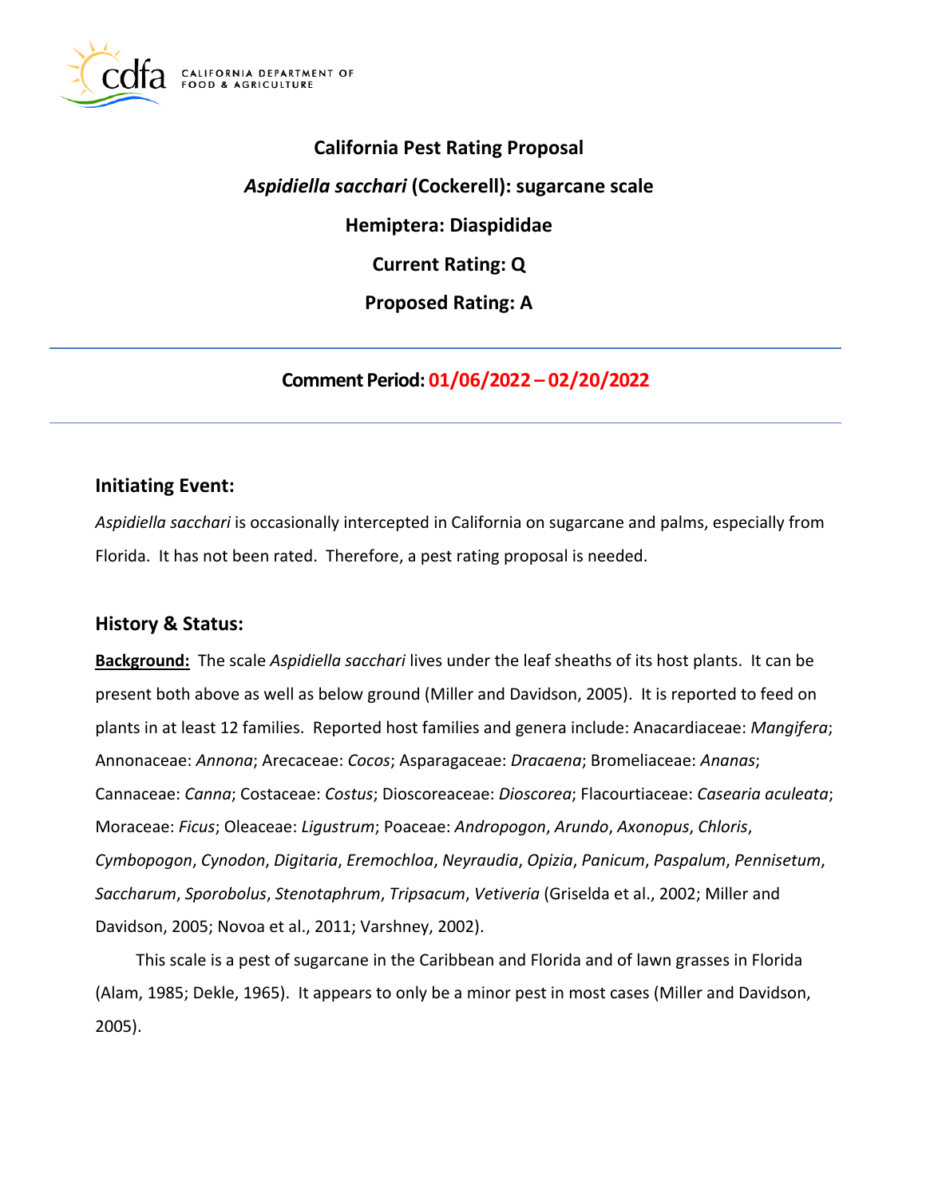**California Pest Rating Proposal**

***Aspidiella sacchari* (Cockerell): sugarcane scale**

**Hemiptera: Diaspididae**

**Current Rating: Q**

**Proposed Rating: A**

---

**Comment Period: 01/06/2022 – 02/20/2022**

---

## Initiating Event:

*Aspidiella sacchari* is occasionally intercepted in California on sugarcane and palms, especially from Florida. It has not been rated. Therefore, a pest rating proposal is needed.

## History & Status:

**Background:** The scale *Aspidiella sacchari* lives under the leaf sheaths of its host plants. It can be present both above as well as below ground (Miller and Davidson, 2005). It is reported to feed on plants in at least 12 families. Reported host families and genera include: Anacardiaceae: *Mangifera*; Annonaceae: *Annona*; Arecaceae: *Cocos*; Asparagaceae: *Dracaena*; Bromeliaceae: *Ananas*; Cannaceae: *Canna*; Costaceae: *Costus*; Dioscoreaceae: *Dioscorea*; Flacourtiaceae: *Casearia aculeata*; Moraceae: *Ficus*; Oleaceae: *Ligustrum*; Poaceae: *Andropogon*, *Arundo*, *Axonopus*, *Chloris*, *Cymbopogon*, *Cynodon*, *Digitaria*, *Eremochloa*, *Neyraudia*, *Opizia*, *Panicum*, *Paspalum*, *Pennisetum*, *Saccharum*, *Sporobolus*, *Stenotaphrum*, *Tripsacum*, *Vetiveria* (Griselda et al., 2002; Miller and Davidson, 2005; Novoa et al., 2011; Varshney, 2002).

This scale is a pest of sugarcane in the Caribbean and Florida and of lawn grasses in Florida (Alam, 1985; Dekle, 1965). It appears to only be a minor pest in most cases (Miller and Davidson, 2005).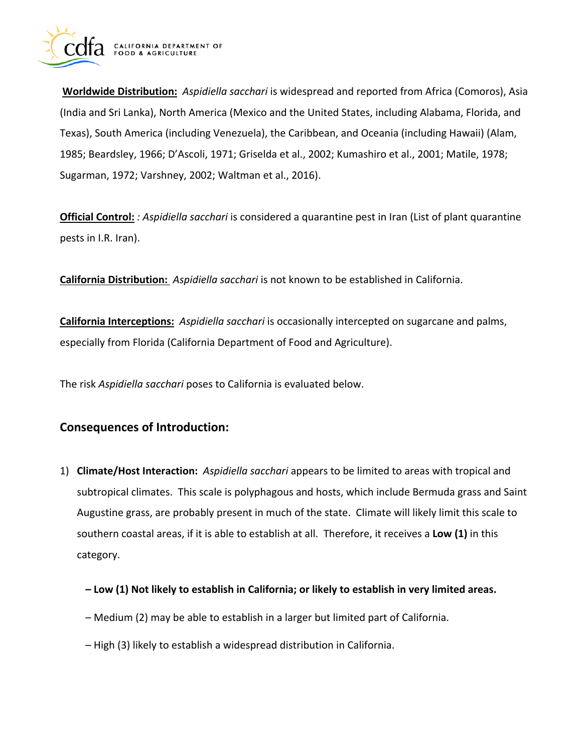**Worldwide Distribution:** *Aspidiella sacchari* is widespread and reported from Africa (Comoros), Asia (India and Sri Lanka), North America (Mexico and the United States, including Alabama, Florida, and Texas), South America (including Venezuela), the Caribbean, and Oceania (including Hawaii) (Alam, 1985; Beardsley, 1966; D'Ascoli, 1971; Griselda et al., 2002; Kumashiro et al., 2001; Matile, 1978; Sugarman, 1972; Varshney, 2002; Waltman et al., 2016).

**Official Control:** *: Aspidiella sacchari* is considered a quarantine pest in Iran (List of plant quarantine pests in I.R. Iran).

**California Distribution:** *Aspidiella sacchari* is not known to be established in California.

**California Interceptions:** *Aspidiella sacchari* is occasionally intercepted on sugarcane and palms, especially from Florida (California Department of Food and Agriculture).

The risk *Aspidiella sacchari* poses to California is evaluated below.

## Consequences of Introduction:

1) **Climate/Host Interaction:** *Aspidiella sacchari* appears to be limited to areas with tropical and subtropical climates. This scale is polyphagous and hosts, which include Bermuda grass and Saint Augustine grass, are probably present in much of the state. Climate will likely limit this scale to southern coastal areas, if it is able to establish at all. Therefore, it receives a **Low (1)** in this category.

   **– Low (1) Not likely to establish in California; or likely to establish in very limited areas.**

   – Medium (2) may be able to establish in a larger but limited part of California.

   – High (3) likely to establish a widespread distribution in California.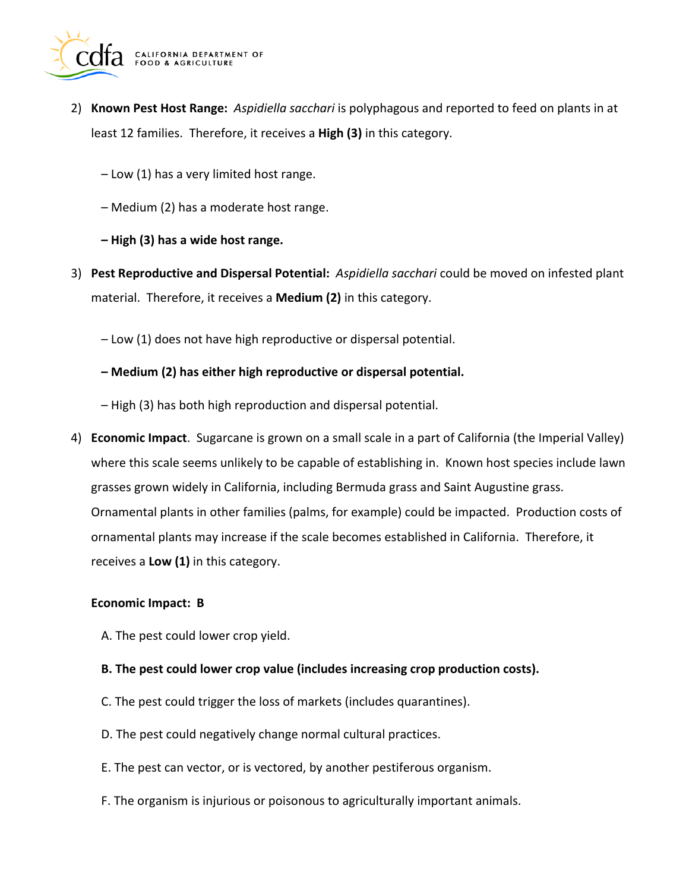2) **Known Pest Host Range:** *Aspidiella sacchari* is polyphagous and reported to feed on plants in at least 12 families. Therefore, it receives a **High (3)** in this category.

   – Low (1) has a very limited host range.

   – Medium (2) has a moderate host range.

   **– High (3) has a wide host range.**

3) **Pest Reproductive and Dispersal Potential:** *Aspidiella sacchari* could be moved on infested plant material. Therefore, it receives a **Medium (2)** in this category.

   – Low (1) does not have high reproductive or dispersal potential.

   **– Medium (2) has either high reproductive or dispersal potential.**

   – High (3) has both high reproduction and dispersal potential.

4) **Economic Impact**. Sugarcane is grown on a small scale in a part of California (the Imperial Valley) where this scale seems unlikely to be capable of establishing in. Known host species include lawn grasses grown widely in California, including Bermuda grass and Saint Augustine grass. Ornamental plants in other families (palms, for example) could be impacted. Production costs of ornamental plants may increase if the scale becomes established in California. Therefore, it receives a **Low (1)** in this category.

   **Economic Impact: B**

   A. The pest could lower crop yield.

   **B. The pest could lower crop value (includes increasing crop production costs).**

   C. The pest could trigger the loss of markets (includes quarantines).

   D. The pest could negatively change normal cultural practices.

   E. The pest can vector, or is vectored, by another pestiferous organism.

   F. The organism is injurious or poisonous to agriculturally important animals.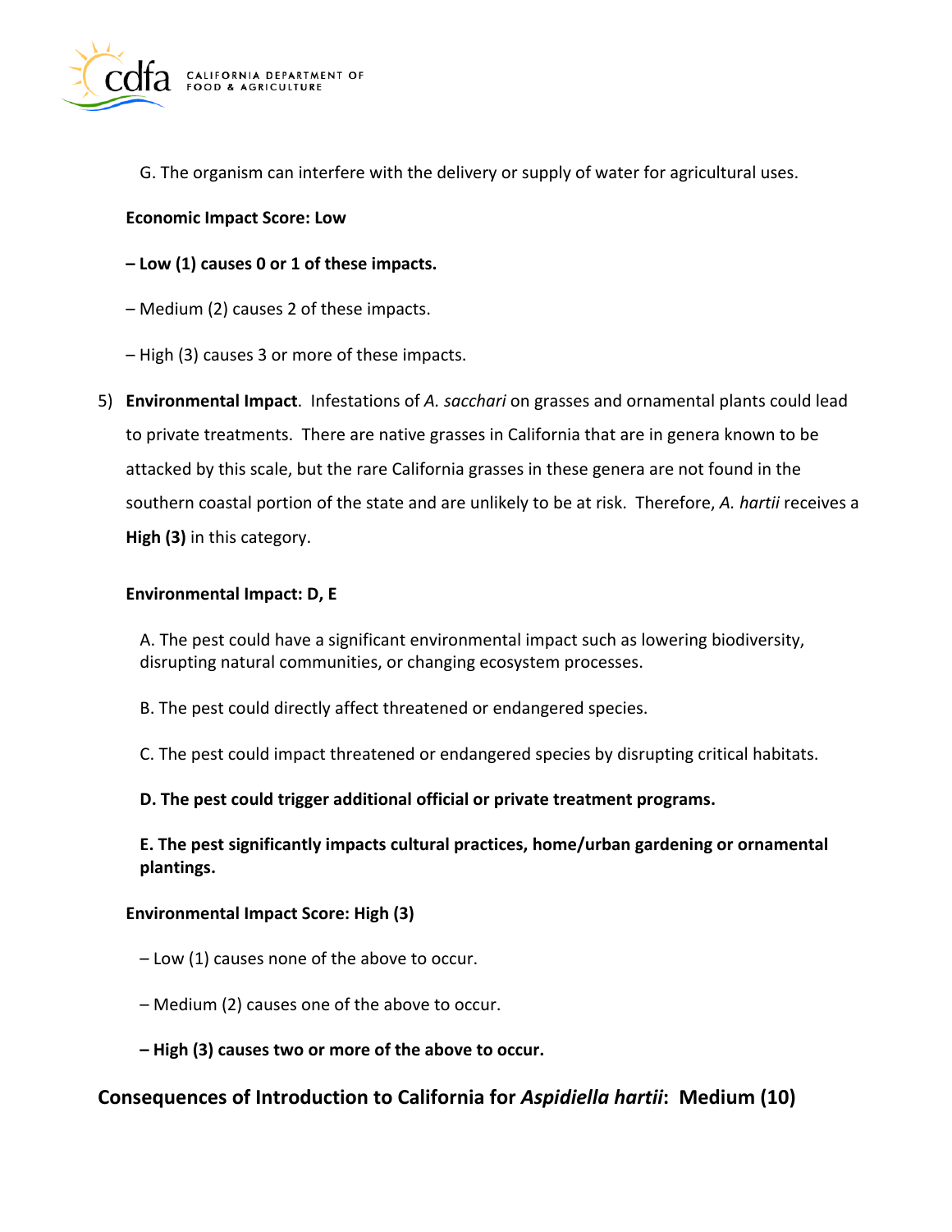G. The organism can interfere with the delivery or supply of water for agricultural uses.

**Economic Impact Score: Low**

**– Low (1) causes 0 or 1 of these impacts.**

– Medium (2) causes 2 of these impacts.

– High (3) causes 3 or more of these impacts.

5) **Environmental Impact**. Infestations of *A. sacchari* on grasses and ornamental plants could lead to private treatments. There are native grasses in California that are in genera known to be attacked by this scale, but the rare California grasses in these genera are not found in the southern coastal portion of the state and are unlikely to be at risk. Therefore, *A. hartii* receives a **High (3)** in this category.

**Environmental Impact: D, E**

A. The pest could have a significant environmental impact such as lowering biodiversity, disrupting natural communities, or changing ecosystem processes.

B. The pest could directly affect threatened or endangered species.

C. The pest could impact threatened or endangered species by disrupting critical habitats.

**D. The pest could trigger additional official or private treatment programs.**

**E. The pest significantly impacts cultural practices, home/urban gardening or ornamental plantings.**

**Environmental Impact Score: High (3)**

– Low (1) causes none of the above to occur.

– Medium (2) causes one of the above to occur.

**– High (3) causes two or more of the above to occur.**

## Consequences of Introduction to California for *Aspidiella hartii*: Medium (10)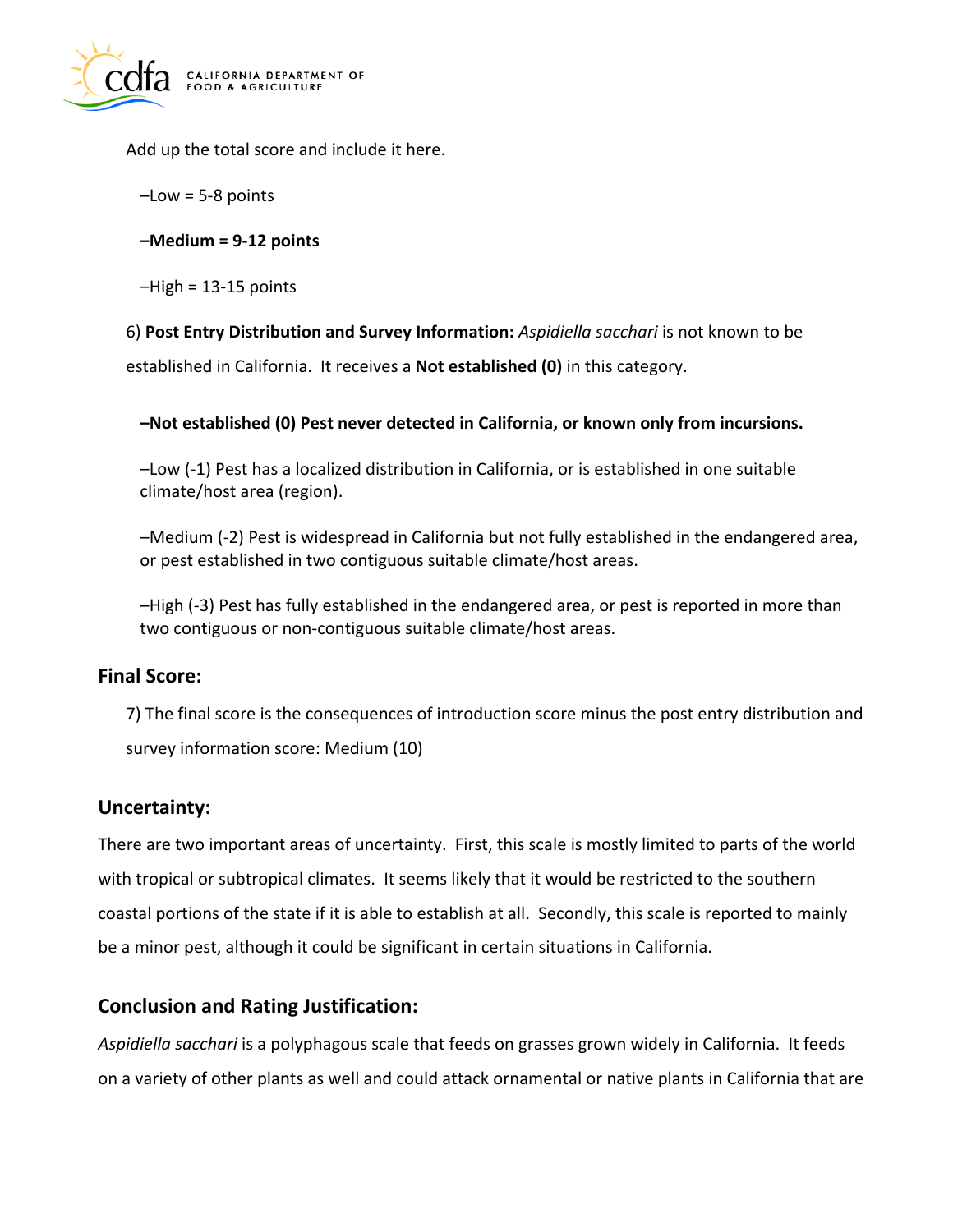Add up the total score and include it here.

–Low = 5-8 points

**–Medium = 9-12 points**

–High = 13-15 points

6) **Post Entry Distribution and Survey Information:** *Aspidiella sacchari* is not known to be established in California. It receives a **Not established (0)** in this category.

**–Not established (0) Pest never detected in California, or known only from incursions.**

–Low (-1) Pest has a localized distribution in California, or is established in one suitable climate/host area (region).

–Medium (-2) Pest is widespread in California but not fully established in the endangered area, or pest established in two contiguous suitable climate/host areas.

–High (-3) Pest has fully established in the endangered area, or pest is reported in more than two contiguous or non-contiguous suitable climate/host areas.

## Final Score:

7) The final score is the consequences of introduction score minus the post entry distribution and survey information score: Medium (10)

## Uncertainty:

There are two important areas of uncertainty. First, this scale is mostly limited to parts of the world with tropical or subtropical climates. It seems likely that it would be restricted to the southern coastal portions of the state if it is able to establish at all. Secondly, this scale is reported to mainly be a minor pest, although it could be significant in certain situations in California.

## Conclusion and Rating Justification:

*Aspidiella sacchari* is a polyphagous scale that feeds on grasses grown widely in California. It feeds on a variety of other plants as well and could attack ornamental or native plants in California that are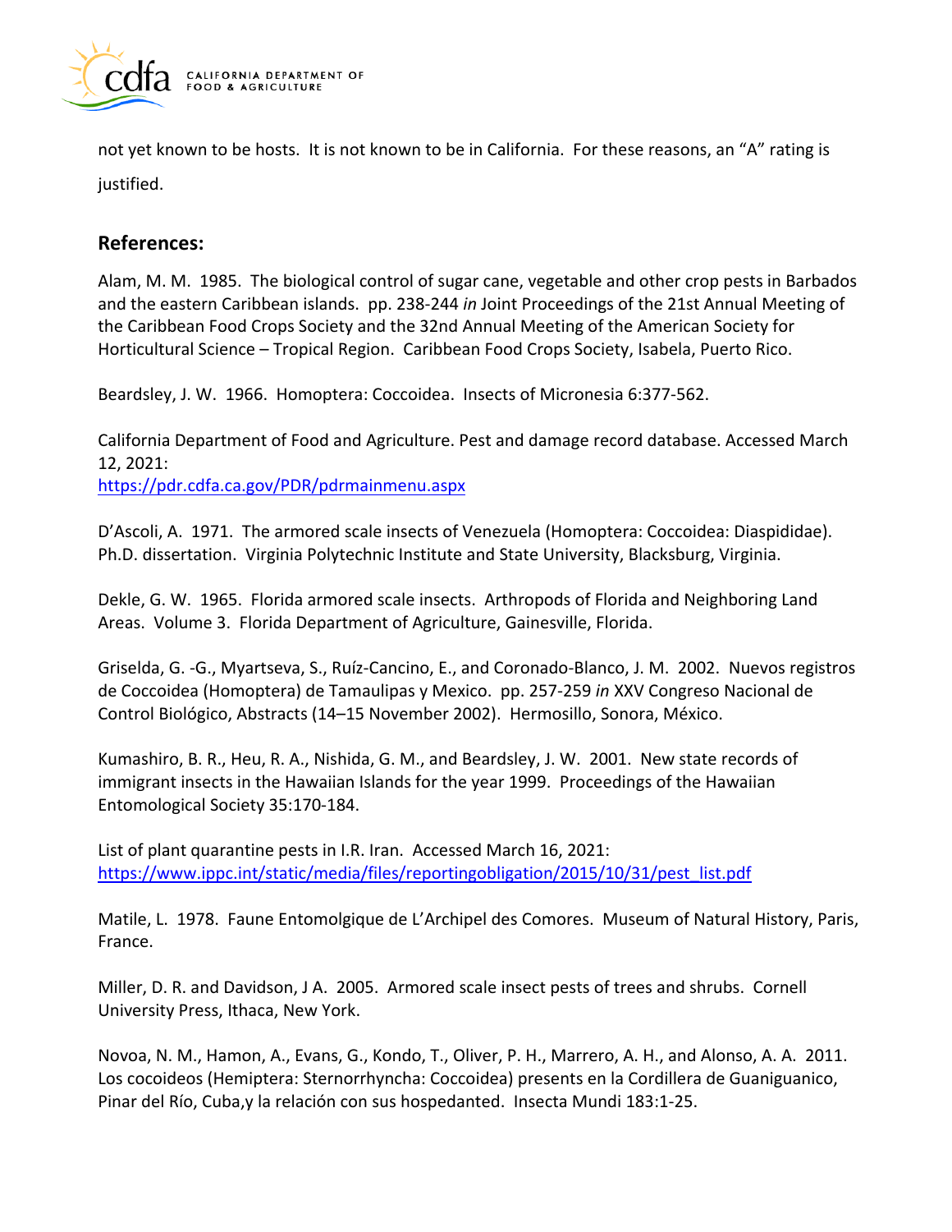not yet known to be hosts. It is not known to be in California. For these reasons, an "A" rating is justified.

## References:

Alam, M. M. 1985. The biological control of sugar cane, vegetable and other crop pests in Barbados and the eastern Caribbean islands. pp. 238-244 *in* Joint Proceedings of the 21st Annual Meeting of the Caribbean Food Crops Society and the 32nd Annual Meeting of the American Society for Horticultural Science – Tropical Region. Caribbean Food Crops Society, Isabela, Puerto Rico.

Beardsley, J. W. 1966. Homoptera: Coccoidea. Insects of Micronesia 6:377-562.

California Department of Food and Agriculture. Pest and damage record database. Accessed March 12, 2021:
https://pdr.cdfa.ca.gov/PDR/pdrmainmenu.aspx

D'Ascoli, A. 1971. The armored scale insects of Venezuela (Homoptera: Coccoidea: Diaspididae). Ph.D. dissertation. Virginia Polytechnic Institute and State University, Blacksburg, Virginia.

Dekle, G. W. 1965. Florida armored scale insects. Arthropods of Florida and Neighboring Land Areas. Volume 3. Florida Department of Agriculture, Gainesville, Florida.

Griselda, G. -G., Myartseva, S., Ruíz-Cancino, E., and Coronado-Blanco, J. M. 2002. Nuevos registros de Coccoidea (Homoptera) de Tamaulipas y Mexico. pp. 257-259 *in* XXV Congreso Nacional de Control Biológico, Abstracts (14–15 November 2002). Hermosillo, Sonora, México.

Kumashiro, B. R., Heu, R. A., Nishida, G. M., and Beardsley, J. W. 2001. New state records of immigrant insects in the Hawaiian Islands for the year 1999. Proceedings of the Hawaiian Entomological Society 35:170-184.

List of plant quarantine pests in I.R. Iran. Accessed March 16, 2021:
https://www.ippc.int/static/media/files/reportingobligation/2015/10/31/pest_list.pdf

Matile, L. 1978. Faune Entomolgique de L'Archipel des Comores. Museum of Natural History, Paris, France.

Miller, D. R. and Davidson, J A. 2005. Armored scale insect pests of trees and shrubs. Cornell University Press, Ithaca, New York.

Novoa, N. M., Hamon, A., Evans, G., Kondo, T., Oliver, P. H., Marrero, A. H., and Alonso, A. A. 2011. Los cocoideos (Hemiptera: Sternorrhyncha: Coccoidea) presents en la Cordillera de Guaniguanico, Pinar del Río, Cuba,y la relación con sus hospedanted. Insecta Mundi 183:1-25.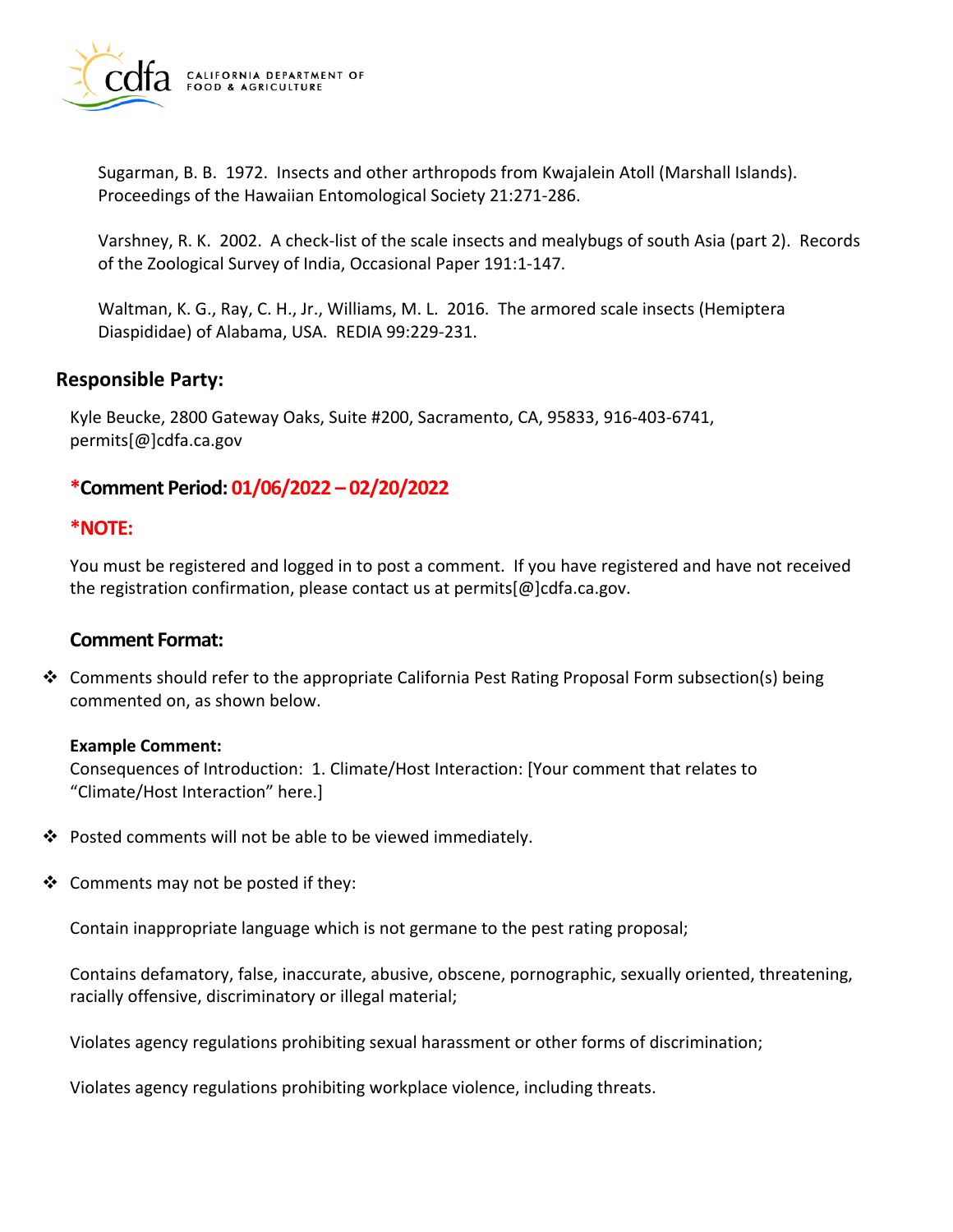Sugarman, B. B. 1972. Insects and other arthropods from Kwajalein Atoll (Marshall Islands). Proceedings of the Hawaiian Entomological Society 21:271-286.

Varshney, R. K. 2002. A check-list of the scale insects and mealybugs of south Asia (part 2). Records of the Zoological Survey of India, Occasional Paper 191:1-147.

Waltman, K. G., Ray, C. H., Jr., Williams, M. L. 2016. The armored scale insects (Hemiptera Diaspididae) of Alabama, USA. REDIA 99:229-231.

## Responsible Party:

Kyle Beucke, 2800 Gateway Oaks, Suite #200, Sacramento, CA, 95833, 916-403-6741, permits[@]cdfa.ca.gov

### *Comment Period: 01/06/2022 – 02/20/2022

### *NOTE:

You must be registered and logged in to post a comment. If you have registered and have not received the registration confirmation, please contact us at permits[@]cdfa.ca.gov.

### Comment Format:

- Comments should refer to the appropriate California Pest Rating Proposal Form subsection(s) being commented on, as shown below.

  **Example Comment:**
  Consequences of Introduction: 1. Climate/Host Interaction: [Your comment that relates to "Climate/Host Interaction" here.]

- Posted comments will not be able to be viewed immediately.

- Comments may not be posted if they:

  Contain inappropriate language which is not germane to the pest rating proposal;

  Contains defamatory, false, inaccurate, abusive, obscene, pornographic, sexually oriented, threatening, racially offensive, discriminatory or illegal material;

  Violates agency regulations prohibiting sexual harassment or other forms of discrimination;

  Violates agency regulations prohibiting workplace violence, including threats.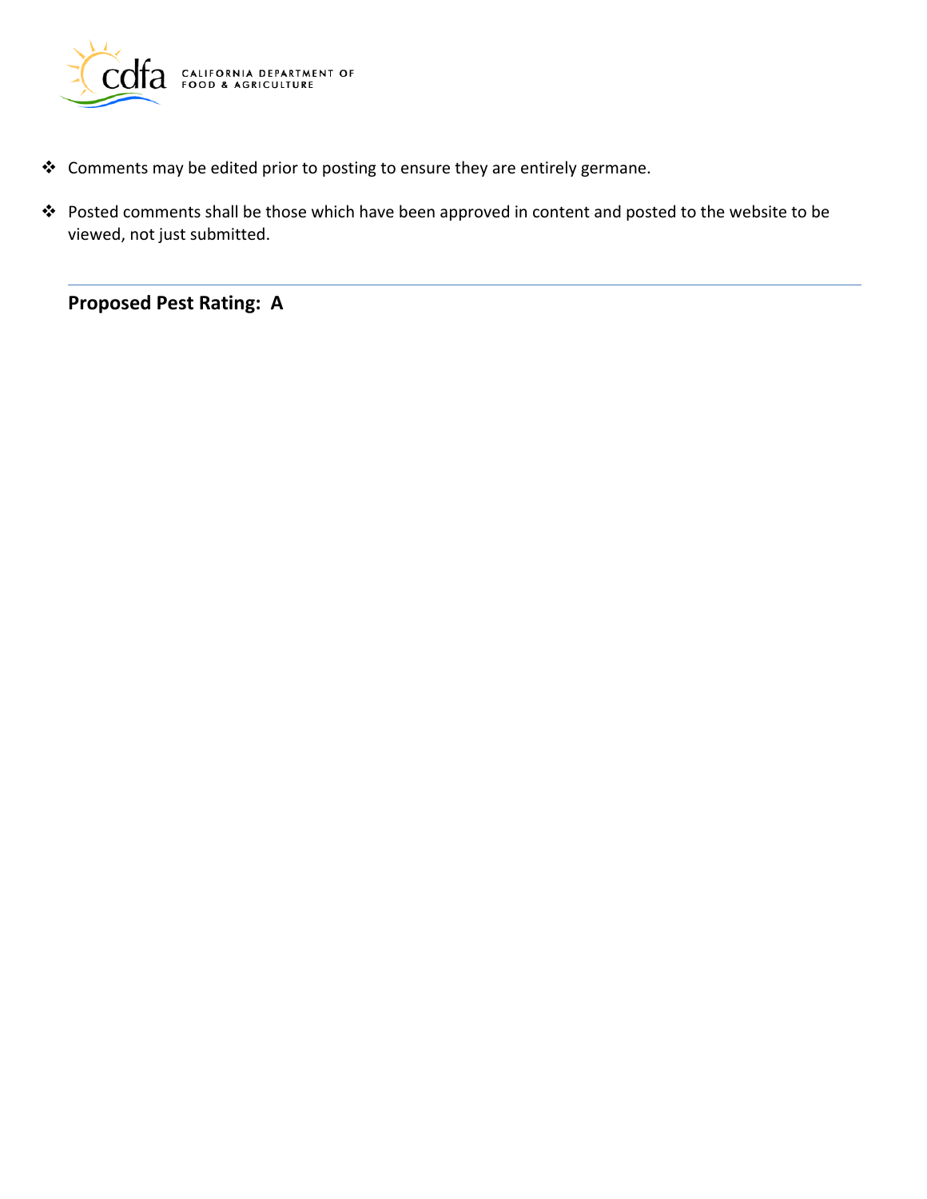- Comments may be edited prior to posting to ensure they are entirely germane.

- Posted comments shall be those which have been approved in content and posted to the website to be viewed, not just submitted.

---

**Proposed Pest Rating: A**